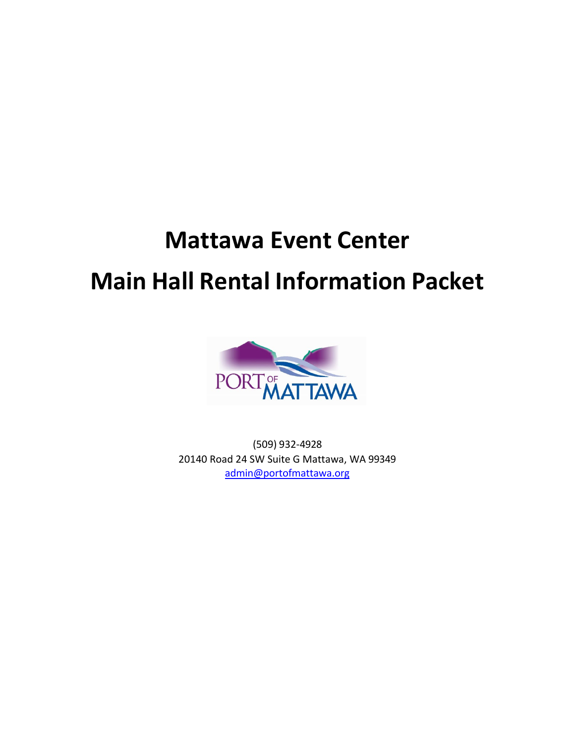# Mattawa Event Center

# Main Hall Rental Information Packet

PORT OF MATTAWA

(509) 932-4928
20140 Road 24 SW Suite G Mattawa, WA 99349
admin@portofmattawa.org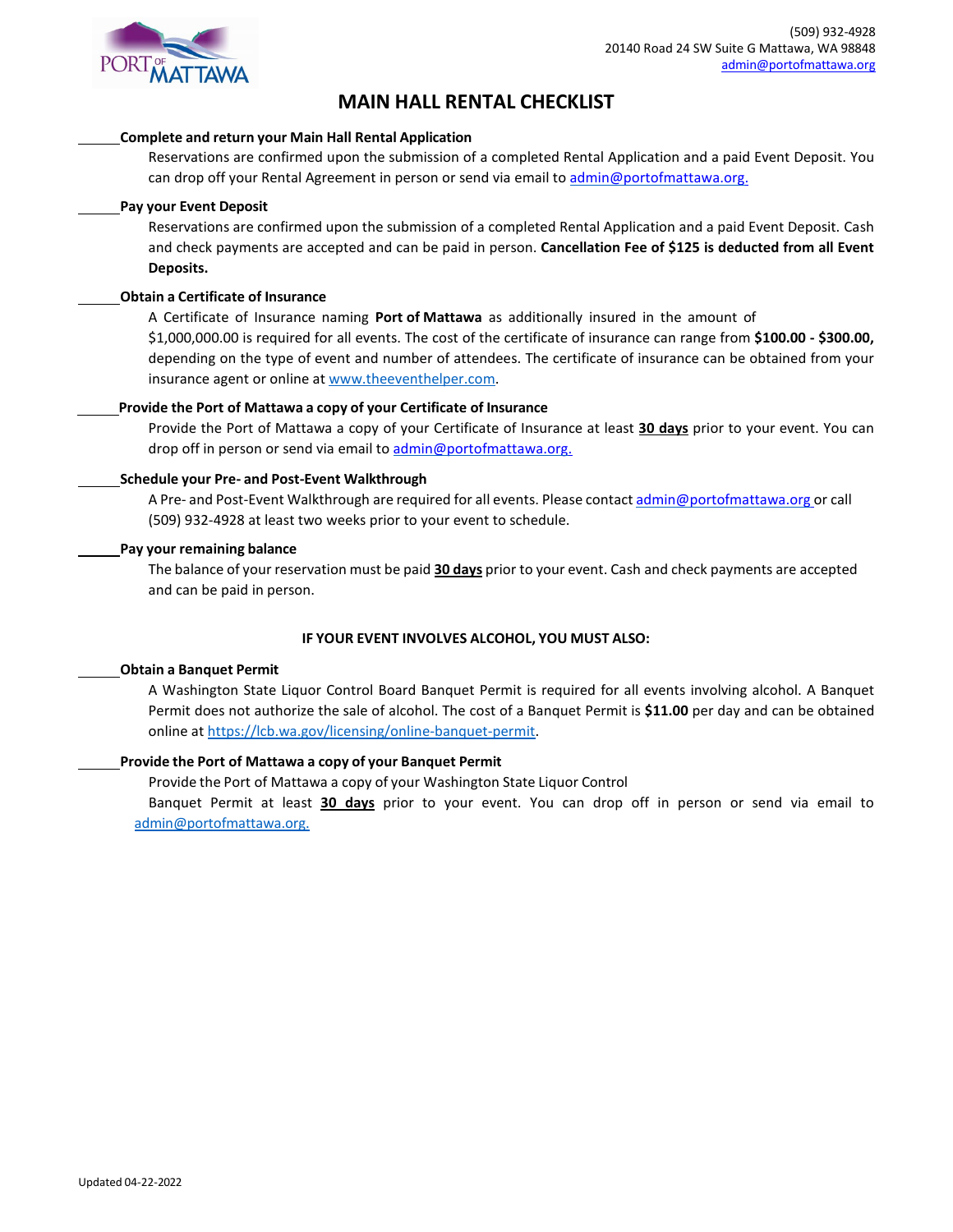(509) 932-4928
20140 Road 24 SW Suite G Mattawa, WA 98848
admin@portofmattawa.org

# MAIN HALL RENTAL CHECKLIST

______ **Complete and return your Main Hall Rental Application**

Reservations are confirmed upon the submission of a completed Rental Application and a paid Event Deposit. You can drop off your Rental Agreement in person or send via email to admin@portofmattawa.org.

______ **Pay your Event Deposit**

Reservations are confirmed upon the submission of a completed Rental Application and a paid Event Deposit. Cash and check payments are accepted and can be paid in person. **Cancellation Fee of $125 is deducted from all Event Deposits.**

______ **Obtain a Certificate of Insurance**

A Certificate of Insurance naming **Port of Mattawa** as additionally insured in the amount of $1,000,000.00 is required for all events. The cost of the certificate of insurance can range from **$100.00 - $300.00,** depending on the type of event and number of attendees. The certificate of insurance can be obtained from your insurance agent or online at www.theeventhelper.com.

______ **Provide the Port of Mattawa a copy of your Certificate of Insurance**

Provide the Port of Mattawa a copy of your Certificate of Insurance at least **30 days** prior to your event. You can drop off in person or send via email to admin@portofmattawa.org.

______ **Schedule your Pre- and Post-Event Walkthrough**

A Pre- and Post-Event Walkthrough are required for all events. Please contact admin@portofmattawa.org or call (509) 932-4928 at least two weeks prior to your event to schedule.

______ **Pay your remaining balance**

The balance of your reservation must be paid **30 days** prior to your event. Cash and check payments are accepted and can be paid in person.

**IF YOUR EVENT INVOLVES ALCOHOL, YOU MUST ALSO:**

______ **Obtain a Banquet Permit**

A Washington State Liquor Control Board Banquet Permit is required for all events involving alcohol. A Banquet Permit does not authorize the sale of alcohol. The cost of a Banquet Permit is **$11.00** per day and can be obtained online at https://lcb.wa.gov/licensing/online-banquet-permit.

______ **Provide the Port of Mattawa a copy of your Banquet Permit**

Provide the Port of Mattawa a copy of your Washington State Liquor Control Banquet Permit at least **30 days** prior to your event. You can drop off in person or send via email to admin@portofmattawa.org.

Updated 04-22-2022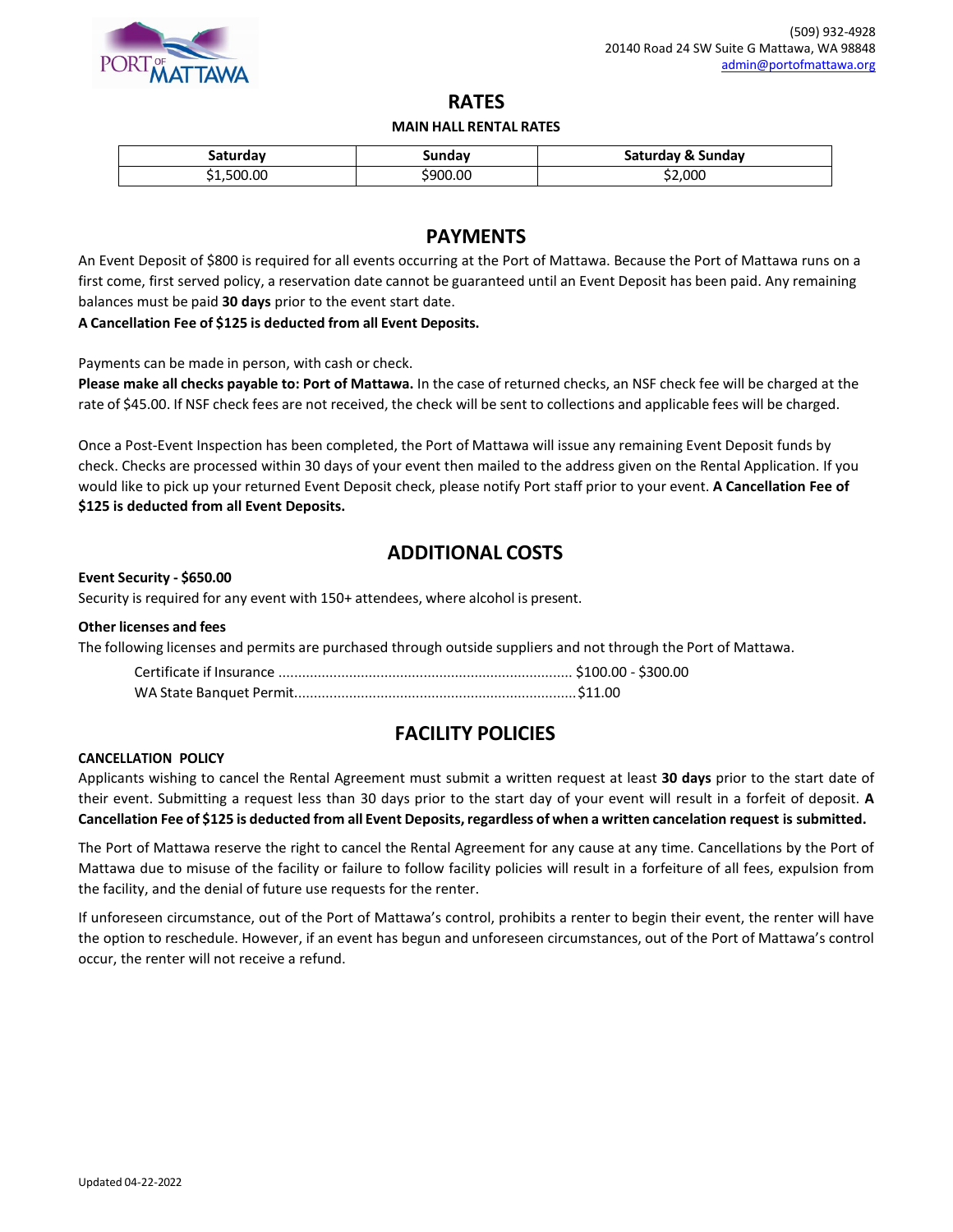(509) 932-4928
20140 Road 24 SW Suite G Mattawa, WA 98848
admin@portofmattawa.org

# RATES

**MAIN HALL RENTAL RATES**

| Saturday | Sunday | Saturday & Sunday |
|---|---|---|
| $1,500.00 | $900.00 | $2,000 |

# PAYMENTS

An Event Deposit of $800 is required for all events occurring at the Port of Mattawa. Because the Port of Mattawa runs on a first come, first served policy, a reservation date cannot be guaranteed until an Event Deposit has been paid. Any remaining balances must be paid **30 days** prior to the event start date.

**A Cancellation Fee of $125 is deducted from all Event Deposits.**

Payments can be made in person, with cash or check.

**Please make all checks payable to: Port of Mattawa.** In the case of returned checks, an NSF check fee will be charged at the rate of $45.00. If NSF check fees are not received, the check will be sent to collections and applicable fees will be charged.

Once a Post-Event Inspection has been completed, the Port of Mattawa will issue any remaining Event Deposit funds by check. Checks are processed within 30 days of your event then mailed to the address given on the Rental Application. If you would like to pick up your returned Event Deposit check, please notify Port staff prior to your event. **A Cancellation Fee of $125 is deducted from all Event Deposits.**

# ADDITIONAL COSTS

**Event Security - $650.00**

Security is required for any event with 150+ attendees, where alcohol is present.

**Other licenses and fees**

The following licenses and permits are purchased through outside suppliers and not through the Port of Mattawa.

Certificate if Insurance .......................................................................... $100.00 - $300.00
WA State Banquet Permit....................................................................... $11.00

# FACILITY POLICIES

**CANCELLATION POLICY**

Applicants wishing to cancel the Rental Agreement must submit a written request at least **30 days** prior to the start date of their event. Submitting a request less than 30 days prior to the start day of your event will result in a forfeit of deposit. **A Cancellation Fee of $125 is deducted from all Event Deposits, regardless of when a written cancelation request is submitted.**

The Port of Mattawa reserve the right to cancel the Rental Agreement for any cause at any time. Cancellations by the Port of Mattawa due to misuse of the facility or failure to follow facility policies will result in a forfeiture of all fees, expulsion from the facility, and the denial of future use requests for the renter.

If unforeseen circumstance, out of the Port of Mattawa's control, prohibits a renter to begin their event, the renter will have the option to reschedule. However, if an event has begun and unforeseen circumstances, out of the Port of Mattawa's control occur, the renter will not receive a refund.

Updated 04-22-2022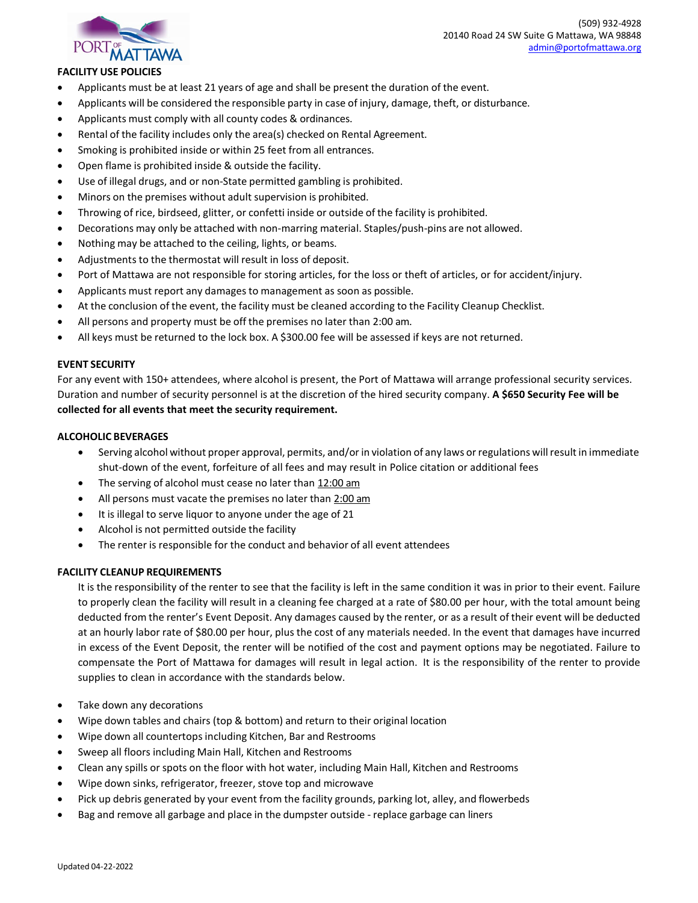## FACILITY USE POLICIES

- Applicants must be at least 21 years of age and shall be present the duration of the event.
- Applicants will be considered the responsible party in case of injury, damage, theft, or disturbance.
- Applicants must comply with all county codes & ordinances.
- Rental of the facility includes only the area(s) checked on Rental Agreement.
- Smoking is prohibited inside or within 25 feet from all entrances.
- Open flame is prohibited inside & outside the facility.
- Use of illegal drugs, and or non-State permitted gambling is prohibited.
- Minors on the premises without adult supervision is prohibited.
- Throwing of rice, birdseed, glitter, or confetti inside or outside of the facility is prohibited.
- Decorations may only be attached with non-marring material. Staples/push-pins are not allowed.
- Nothing may be attached to the ceiling, lights, or beams.
- Adjustments to the thermostat will result in loss of deposit.
- Port of Mattawa are not responsible for storing articles, for the loss or theft of articles, or for accident/injury.
- Applicants must report any damages to management as soon as possible.
- At the conclusion of the event, the facility must be cleaned according to the Facility Cleanup Checklist.
- All persons and property must be off the premises no later than 2:00 am.
- All keys must be returned to the lock box. A $300.00 fee will be assessed if keys are not returned.

## EVENT SECURITY

For any event with 150+ attendees, where alcohol is present, the Port of Mattawa will arrange professional security services. Duration and number of security personnel is at the discretion of the hired security company. **A $650 Security Fee will be collected for all events that meet the security requirement.**

## ALCOHOLIC BEVERAGES

- Serving alcohol without proper approval, permits, and/or in violation of any laws or regulations will result in immediate shut-down of the event, forfeiture of all fees and may result in Police citation or additional fees
- The serving of alcohol must cease no later than 12:00 am
- All persons must vacate the premises no later than 2:00 am
- It is illegal to serve liquor to anyone under the age of 21
- Alcohol is not permitted outside the facility
- The renter is responsible for the conduct and behavior of all event attendees

## FACILITY CLEANUP REQUIREMENTS

It is the responsibility of the renter to see that the facility is left in the same condition it was in prior to their event. Failure to properly clean the facility will result in a cleaning fee charged at a rate of $80.00 per hour, with the total amount being deducted from the renter's Event Deposit. Any damages caused by the renter, or as a result of their event will be deducted at an hourly labor rate of $80.00 per hour, plus the cost of any materials needed. In the event that damages have incurred in excess of the Event Deposit, the renter will be notified of the cost and payment options may be negotiated. Failure to compensate the Port of Mattawa for damages will result in legal action. It is the responsibility of the renter to provide supplies to clean in accordance with the standards below.

- Take down any decorations
- Wipe down tables and chairs (top & bottom) and return to their original location
- Wipe down all countertops including Kitchen, Bar and Restrooms
- Sweep all floors including Main Hall, Kitchen and Restrooms
- Clean any spills or spots on the floor with hot water, including Main Hall, Kitchen and Restrooms
- Wipe down sinks, refrigerator, freezer, stove top and microwave
- Pick up debris generated by your event from the facility grounds, parking lot, alley, and flowerbeds
- Bag and remove all garbage and place in the dumpster outside - replace garbage can liners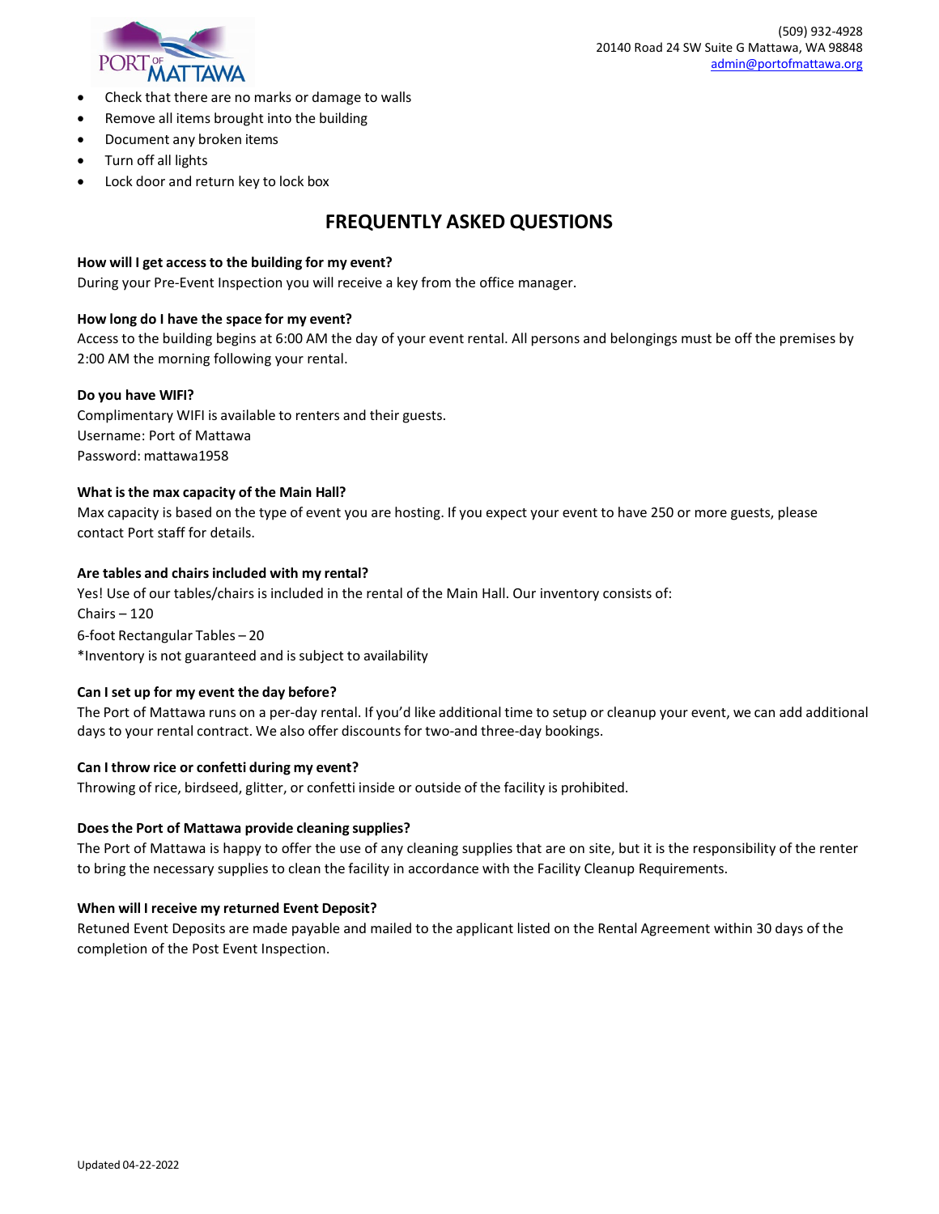- Check that there are no marks or damage to walls
- Remove all items brought into the building
- Document any broken items
- Turn off all lights
- Lock door and return key to lock box

## FREQUENTLY ASKED QUESTIONS

**How will I get access to the building for my event?**
During your Pre-Event Inspection you will receive a key from the office manager.

**How long do I have the space for my event?**
Access to the building begins at 6:00 AM the day of your event rental. All persons and belongings must be off the premises by 2:00 AM the morning following your rental.

**Do you have WIFI?**
Complimentary WIFI is available to renters and their guests.
Username: Port of Mattawa
Password: mattawa1958

**What is the max capacity of the Main Hall?**
Max capacity is based on the type of event you are hosting. If you expect your event to have 250 or more guests, please contact Port staff for details.

**Are tables and chairs included with my rental?**
Yes! Use of our tables/chairs is included in the rental of the Main Hall. Our inventory consists of:
Chairs – 120
6-foot Rectangular Tables – 20
*Inventory is not guaranteed and is subject to availability

**Can I set up for my event the day before?**
The Port of Mattawa runs on a per-day rental. If you'd like additional time to setup or cleanup your event, we can add additional days to your rental contract. We also offer discounts for two-and three-day bookings.

**Can I throw rice or confetti during my event?**
Throwing of rice, birdseed, glitter, or confetti inside or outside of the facility is prohibited.

**Does the Port of Mattawa provide cleaning supplies?**
The Port of Mattawa is happy to offer the use of any cleaning supplies that are on site, but it is the responsibility of the renter to bring the necessary supplies to clean the facility in accordance with the Facility Cleanup Requirements.

**When will I receive my returned Event Deposit?**
Retuned Event Deposits are made payable and mailed to the applicant listed on the Rental Agreement within 30 days of the completion of the Post Event Inspection.

Updated 04-22-2022